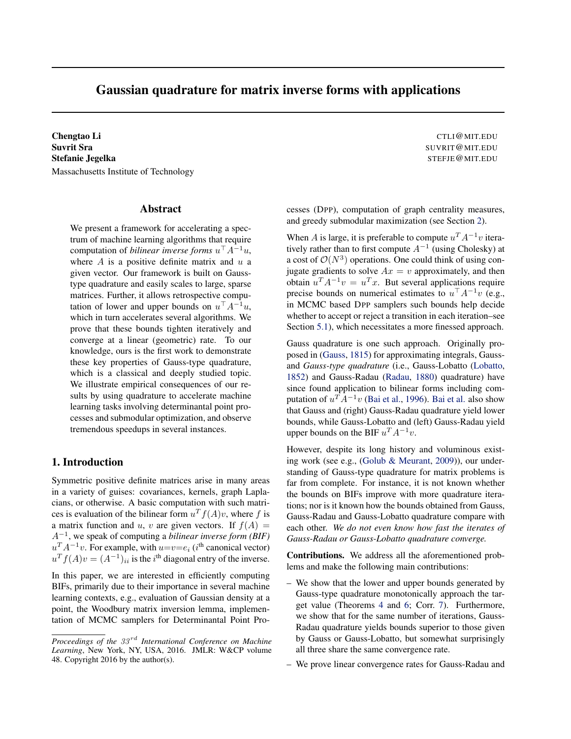# Gaussian quadrature for matrix inverse forms with applications

**Chengtao Li** CTLI@MIT.EDU
**Suvrit Sra** SUVRIT@MIT.EDU
**Stefanie Jegelka** STEFJE@MIT.EDU
Massachusetts Institute of Technology

## Abstract

We present a framework for accelerating a spectrum of machine learning algorithms that require computation of *bilinear inverse forms* $u^\top A^{-1}u$, where $A$ is a positive definite matrix and $u$ a given vector. Our framework is built on Gauss-type quadrature and easily scales to large, sparse matrices. Further, it allows retrospective computation of lower and upper bounds on $u^\top A^{-1}u$, which in turn accelerates several algorithms. We prove that these bounds tighten iteratively and converge at a linear (geometric) rate. To our knowledge, ours is the first work to demonstrate these key properties of Gauss-type quadrature, which is a classical and deeply studied topic. We illustrate empirical consequences of our results by using quadrature to accelerate machine learning tasks involving determinantal point processes and submodular optimization, and observe tremendous speedups in several instances.

## 1. Introduction

Symmetric positive definite matrices arise in many areas in a variety of guises: covariances, kernels, graph Laplacians, or otherwise. A basic computation with such matrices is evaluation of the bilinear form $u^T f(A)v$, where $f$ is a matrix function and $u$, $v$ are given vectors. If $f(A) = A^{-1}$, we speak of computing a *bilinear inverse form (BIF)* $u^T A^{-1}v$. For example, with $u{=}v{=}e_i$ ($i^{\text{th}}$ canonical vector) $u^T f(A)v = (A^{-1})_{ii}$ is the $i^{\text{th}}$ diagonal entry of the inverse.

In this paper, we are interested in efficiently computing BIFs, primarily due to their importance in several machine learning contexts, e.g., evaluation of Gaussian density at a point, the Woodbury matrix inversion lemma, implementation of MCMC samplers for Determinantal Point Processes (DPP), computation of graph centrality measures, and greedy submodular maximization (see Section 2).

When $A$ is large, it is preferable to compute $u^T A^{-1}v$ iteratively rather than to first compute $A^{-1}$ (using Cholesky) at a cost of $\mathcal{O}(N^3)$ operations. One could think of using conjugate gradients to solve $Ax = v$ approximately, and then obtain $u^T A^{-1}v = u^T x$. But several applications require precise bounds on numerical estimates to $u^\top A^{-1}v$ (e.g., in MCMC based DPP samplers such bounds help decide whether to accept or reject a transition in each iteration–see Section 5.1), which necessitates a more finessed approach.

Gauss quadrature is one such approach. Originally proposed in (Gauss, 1815) for approximating integrals, Gauss- and *Gauss-type quadrature* (i.e., Gauss-Lobatto (Lobatto, 1852) and Gauss-Radau (Radau, 1880) quadrature) have since found application to bilinear forms including computation of $u^T A^{-1}v$ (Bai et al., 1996). Bai et al. also show that Gauss and (right) Gauss-Radau quadrature yield lower bounds, while Gauss-Lobatto and (left) Gauss-Radau yield upper bounds on the BIF $u^T A^{-1}v$.

However, despite its long history and voluminous existing work (see e.g., (Golub & Meurant, 2009)), our understanding of Gauss-type quadrature for matrix problems is far from complete. For instance, it is not known whether the bounds on BIFs improve with more quadrature iterations; nor is it known how the bounds obtained from Gauss, Gauss-Radau and Gauss-Lobatto quadrature compare with each other. *We do not even know how fast the iterates of Gauss-Radau or Gauss-Lobatto quadrature converge.*

**Contributions.** We address all the aforementioned problems and make the following main contributions:

– We show that the lower and upper bounds generated by Gauss-type quadrature monotonically approach the target value (Theorems 4 and 6; Corr. 7). Furthermore, we show that for the same number of iterations, Gauss-Radau quadrature yields bounds superior to those given by Gauss or Gauss-Lobatto, but somewhat surprisingly all three share the same convergence rate.

– We prove linear convergence rates for Gauss-Radau and

*Proceedings of the $33^{rd}$ International Conference on Machine Learning*, New York, NY, USA, 2016. JMLR: W&CP volume 48. Copyright 2016 by the author(s).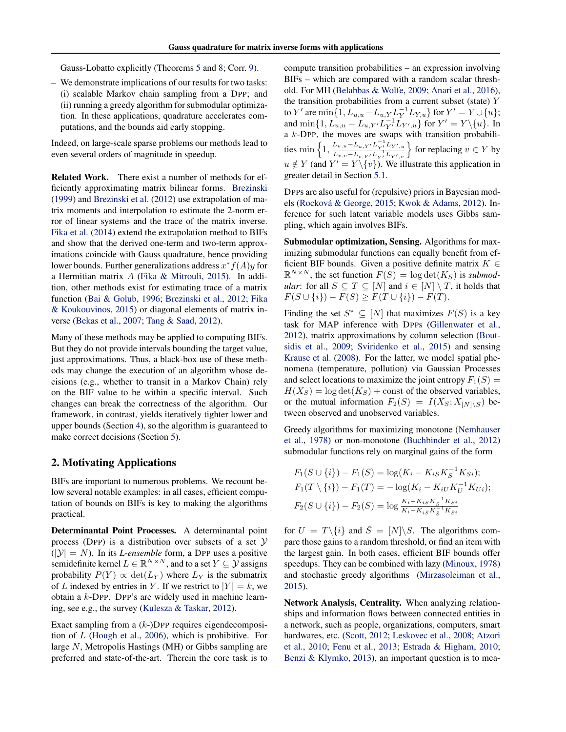Gauss-Lobatto explicitly (Theorems 5 and 8; Corr. 9).

- We demonstrate implications of our results for two tasks: (i) scalable Markov chain sampling from a DPP; and (ii) running a greedy algorithm for submodular optimization. In these applications, quadrature accelerates computations, and the bounds aid early stopping.

Indeed, on large-scale sparse problems our methods lead to even several orders of magnitude in speedup.

**Related Work.** There exist a number of methods for efficiently approximating matrix bilinear forms. Brezinski (1999) and Brezinski et al. (2012) use extrapolation of matrix moments and interpolation to estimate the 2-norm error of linear systems and the trace of the matrix inverse. Fika et al. (2014) extend the extrapolation method to BIFs and show that the derived one-term and two-term approximations coincide with Gauss quadrature, hence providing lower bounds. Further generalizations address $x^* f(A) y$ for a Hermitian matrix $A$ (Fika & Mitrouli, 2015). In addition, other methods exist for estimating trace of a matrix function (Bai & Golub, 1996; Brezinski et al., 2012; Fika & Koukouvinos, 2015) or diagonal elements of matrix inverse (Bekas et al., 2007; Tang & Saad, 2012).

Many of these methods may be applied to computing BIFs. But they do not provide intervals bounding the target value, just approximations. Thus, a black-box use of these methods may change the execution of an algorithm whose decisions (e.g., whether to transit in a Markov Chain) rely on the BIF value to be within a specific interval. Such changes can break the correctness of the algorithm. Our framework, in contrast, yields iteratively tighter lower and upper bounds (Section 4), so the algorithm is guaranteed to make correct decisions (Section 5).

## 2. Motivating Applications

BIFs are important to numerous problems. We recount below several notable examples: in all cases, efficient computation of bounds on BIFs is key to making the algorithms practical.

**Determinantal Point Processes.** A determinantal point process (DPP) is a distribution over subsets of a set $\mathcal{Y}$ ($|\mathcal{Y}| = N$). In its *L-ensemble* form, a DPP uses a positive semidefinite kernel $L \in \mathbb{R}^{N\times N}$, and to a set $Y \subseteq \mathcal{Y}$ assigns probability $P(Y) \propto \det(L_Y)$ where $L_Y$ is the submatrix of $L$ indexed by entries in $Y$. If we restrict to $|Y| = k$, we obtain a $k$-DPP. DPP's are widely used in machine learning, see e.g., the survey (Kulesza & Taskar, 2012).

Exact sampling from a ($k$-)DPP requires eigendecomposition of $L$ (Hough et al., 2006), which is prohibitive. For large $N$, Metropolis Hastings (MH) or Gibbs sampling are preferred and state-of-the-art. Therein the core task is to compute transition probabilities – an expression involving BIFs – which are compared with a random scalar threshold. For MH (Belabbas & Wolfe, 2009; Anari et al., 2016), the transition probabilities from a current subset (state) $Y$ to $Y'$ are $\min\{1, L_{u,u} - L_{u,Y} L_Y^{-1} L_{Y,u}\}$ for $Y' = Y \cup \{u\}$; and $\min\{1, L_{u,u} - L_{u,Y'} L_{Y'}^{-1} L_{Y',u}\}$ for $Y' = Y\backslash\{u\}$. In a $k$-DPP, the moves are swaps with transition probabilities $\min\left\{1, \frac{L_{u,u} - L_{u,Y'} L_{Y'}^{-1} L_{Y',u}}{L_{v,v} - L_{v,Y'} L_{Y'}^{-1} L_{Y',v}}\right\}$ for replacing $v \in Y$ by $u \notin Y$ (and $Y' = Y\backslash\{v\}$). We illustrate this application in greater detail in Section 5.1.

DPPs are also useful for (repulsive) priors in Bayesian models (Rocková & George, 2015; Kwok & Adams, 2012). Inference for such latent variable models uses Gibbs sampling, which again involves BIFs.

**Submodular optimization, Sensing.** Algorithms for maximizing submodular functions can equally benefit from efficient BIF bounds. Given a positive definite matrix $K \in \mathbb{R}^{N\times N}$, the set function $F(S) = \log\det(K_S)$ is *submodular*: for all $S \subseteq T \subseteq [N]$ and $i \in [N] \setminus T$, it holds that $F(S \cup \{i\}) - F(S) \geq F(T \cup \{i\}) - F(T)$.

Finding the set $S^* \subseteq [N]$ that maximizes $F(S)$ is a key task for MAP inference with DPPs (Gillenwater et al., 2012), matrix approximations by column selection (Boutsidis et al., 2009; Sviridenko et al., 2015) and sensing Krause et al. (2008). For the latter, we model spatial phenomena (temperature, pollution) via Gaussian Processes and select locations to maximize the joint entropy $F_1(S) = H(X_S) = \log\det(K_S) + \text{const}$ of the observed variables, or the mutual information $F_2(S) = I(X_S; X_{[N]\setminus S})$ between observed and unobserved variables.

Greedy algorithms for maximizing monotone (Nemhauser et al., 1978) or non-monotone (Buchbinder et al., 2012) submodular functions rely on marginal gains of the form

$$
\begin{aligned}
F_1(S \cup \{i\}) - F_1(S) &= \log(K_i - K_{iS} K_S^{-1} K_{Si}); \\
F_1(T \setminus \{i\}) - F_1(T) &= -\log(K_i - K_{iU} K_U^{-1} K_{Ui}); \\
F_2(S \cup \{i\}) - F_2(S) &= \log \tfrac{K_i - K_{iS} K_S^{-1} K_{Si}}{K_i - K_{i\bar{S}} K_{\bar{S}}^{-1} K_{\bar{S}i}}
\end{aligned}
$$

for $U = T\backslash\{i\}$ and $\bar{S} = [N]\backslash S$. The algorithms compare those gains to a random threshold, or find an item with the largest gain. In both cases, efficient BIF bounds offer speedups. They can be combined with lazy (Minoux, 1978) and stochastic greedy algorithms (Mirzasoleiman et al., 2015).

**Network Analysis, Centrality.** When analyzing relationships and information flows between connected entities in a network, such as people, organizations, computers, smart hardwares, etc. (Scott, 2012; Leskovec et al., 2008; Atzori et al., 2010; Fenu et al., 2013; Estrada & Higham, 2010; Benzi & Klymko, 2013), an important question is to mea-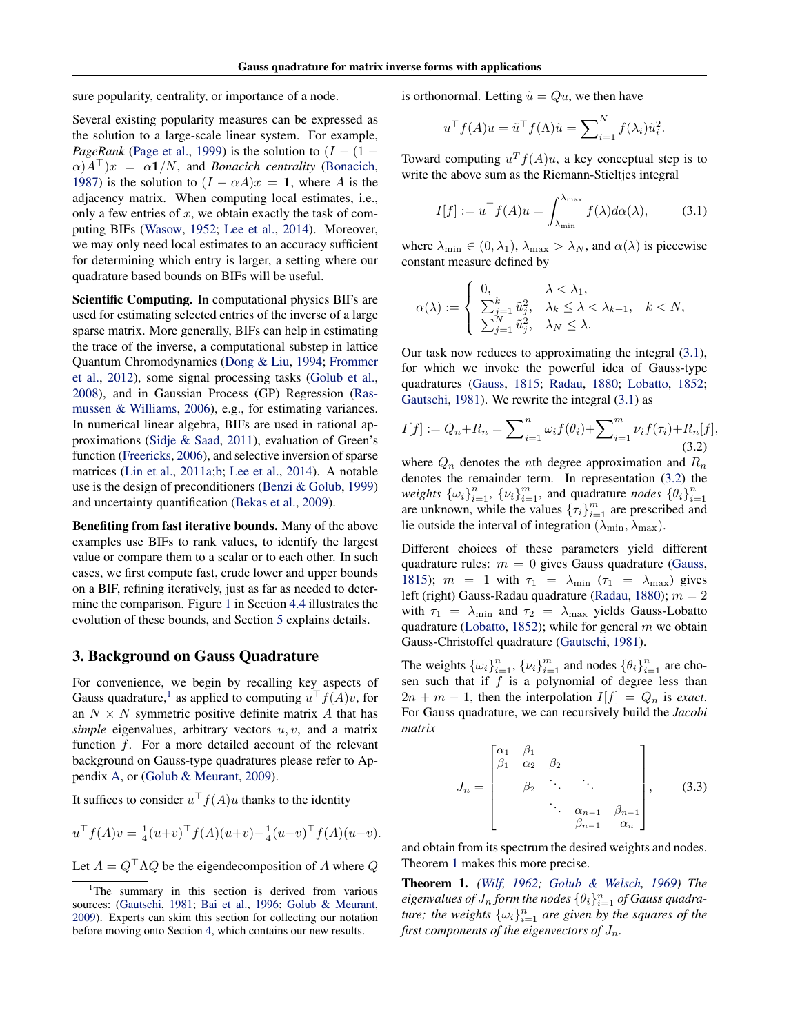sure popularity, centrality, or importance of a node.

Several existing popularity measures can be expressed as the solution to a large-scale linear system. For example, *PageRank* (Page et al., 1999) is the solution to $(I - (1-\alpha)A^\top)x = \alpha\mathbf{1}/N$, and *Bonacich centrality* (Bonacich, 1987) is the solution to $(I - \alpha A)x = \mathbf{1}$, where $A$ is the adjacency matrix. When computing local estimates, i.e., only a few entries of $x$, we obtain exactly the task of computing BIFs (Wasow, 1952; Lee et al., 2014). Moreover, we may only need local estimates to an accuracy sufficient for determining which entry is larger, a setting where our quadrature based bounds on BIFs will be useful.

**Scientific Computing.** In computational physics BIFs are used for estimating selected entries of the inverse of a large sparse matrix. More generally, BIFs can help in estimating the trace of the inverse, a computational substep in lattice Quantum Chromodynamics (Dong & Liu, 1994; Frommer et al., 2012), some signal processing tasks (Golub et al., 2008), and in Gaussian Process (GP) Regression (Rasmussen & Williams, 2006), e.g., for estimating variances. In numerical linear algebra, BIFs are used in rational approximations (Sidje & Saad, 2011), evaluation of Green's function (Freericks, 2006), and selective inversion of sparse matrices (Lin et al., 2011a;b; Lee et al., 2014). A notable use is the design of preconditioners (Benzi & Golub, 1999) and uncertainty quantification (Bekas et al., 2009).

**Benefiting from fast iterative bounds.** Many of the above examples use BIFs to rank values, to identify the largest value or compare them to a scalar or to each other. In such cases, we first compute fast, crude lower and upper bounds on a BIF, refining iteratively, just as far as needed to determine the comparison. Figure 1 in Section 4.4 illustrates the evolution of these bounds, and Section 5 explains details.

## 3. Background on Gauss Quadrature

For convenience, we begin by recalling key aspects of Gauss quadrature,[1] as applied to computing $u^\top f(A)v$, for an $N \times N$ symmetric positive definite matrix $A$ that has ***simple*** eigenvalues, arbitrary vectors $u, v$, and a matrix function $f$. For a more detailed account of the relevant background on Gauss-type quadratures please refer to Appendix A, or (Golub & Meurant, 2009).

It suffices to consider $u^\top f(A)u$ thanks to the identity

$$u^\top f(A)v = \tfrac{1}{4}(u+v)^\top f(A)(u+v) - \tfrac{1}{4}(u-v)^\top f(A)(u-v).$$

Let $A = Q^\top \Lambda Q$ be the eigendecomposition of $A$ where $Q$ is orthonormal. Letting $\tilde{u} = Qu$, we then have

$$u^\top f(A)u = \tilde{u}^\top f(\Lambda)\tilde{u} = \sum\nolimits_{i=1}^{N} f(\lambda_i)\tilde{u}_i^2.$$

Toward computing $u^T f(A)u$, a key conceptual step is to write the above sum as the Riemann-Stieltjes integral

$$I[f] := u^\top f(A)u = \int_{\lambda_{\min}}^{\lambda_{\max}} f(\lambda)d\alpha(\lambda), \tag{3.1}$$

where $\lambda_{\min} \in (0, \lambda_1)$, $\lambda_{\max} > \lambda_N$, and $\alpha(\lambda)$ is piecewise constant measure defined by

$$\alpha(\lambda) := \begin{cases} 0, & \lambda < \lambda_1, \\ \sum_{j=1}^{k} \tilde{u}_j^2, & \lambda_k \le \lambda < \lambda_{k+1}, \quad k < N, \\ \sum_{j=1}^{N} \tilde{u}_j^2, & \lambda_N \le \lambda. \end{cases}$$

Our task now reduces to approximating the integral (3.1), for which we invoke the powerful idea of Gauss-type quadratures (Gauss, 1815; Radau, 1880; Lobatto, 1852; Gautschi, 1981). We rewrite the integral (3.1) as

$$I[f] := Q_n + R_n = \sum\nolimits_{i=1}^{n} \omega_i f(\theta_i) + \sum\nolimits_{i=1}^{m} \nu_i f(\tau_i) + R_n[f], \tag{3.2}$$

where $Q_n$ denotes the $n$th degree approximation and $R_n$ denotes the remainder term. In representation (3.2) the *weights* $\{\omega_i\}_{i=1}^n$, $\{\nu_i\}_{i=1}^m$, and quadrature *nodes* $\{\theta_i\}_{i=1}^n$ are unknown, while the values $\{\tau_i\}_{i=1}^m$ are prescribed and lie outside the interval of integration $(\lambda_{\min}, \lambda_{\max})$.

Different choices of these parameters yield different quadrature rules: $m = 0$ gives Gauss quadrature (Gauss, 1815); $m = 1$ with $\tau_1 = \lambda_{\min}$ ($\tau_1 = \lambda_{\max}$) gives left (right) Gauss-Radau quadrature (Radau, 1880); $m = 2$ with $\tau_1 = \lambda_{\min}$ and $\tau_2 = \lambda_{\max}$ yields Gauss-Lobatto quadrature (Lobatto, 1852); while for general $m$ we obtain Gauss-Christoffel quadrature (Gautschi, 1981).

The weights $\{\omega_i\}_{i=1}^n$, $\{\nu_i\}_{i=1}^m$ and nodes $\{\theta_i\}_{i=1}^n$ are chosen such that if $f$ is a polynomial of degree less than $2n + m - 1$, then the interpolation $I[f] = Q_n$ is *exact*. For Gauss quadrature, we can recursively build the *Jacobi matrix*

$$J_n = \begin{bmatrix} \alpha_1 & \beta_1 & & & \\ \beta_1 & \alpha_2 & \beta_2 & & \\ & \beta_2 & \ddots & \ddots & \\ & & \ddots & \alpha_{n-1} & \beta_{n-1} \\ & & & \beta_{n-1} & \alpha_n \end{bmatrix}, \tag{3.3}$$

and obtain from its spectrum the desired weights and nodes. Theorem 1 makes this more precise.

**Theorem 1.** *(Wilf, 1962; Golub & Welsch, 1969) The eigenvalues of $J_n$ form the nodes $\{\theta_i\}_{i=1}^n$ of Gauss quadrature; the weights $\{\omega_i\}_{i=1}^n$ are given by the squares of the first components of the eigenvectors of $J_n$.*

[1] The summary in this section is derived from various sources: (Gautschi, 1981; Bai et al., 1996; Golub & Meurant, 2009). Experts can skim this section for collecting our notation before moving onto Section 4, which contains our new results.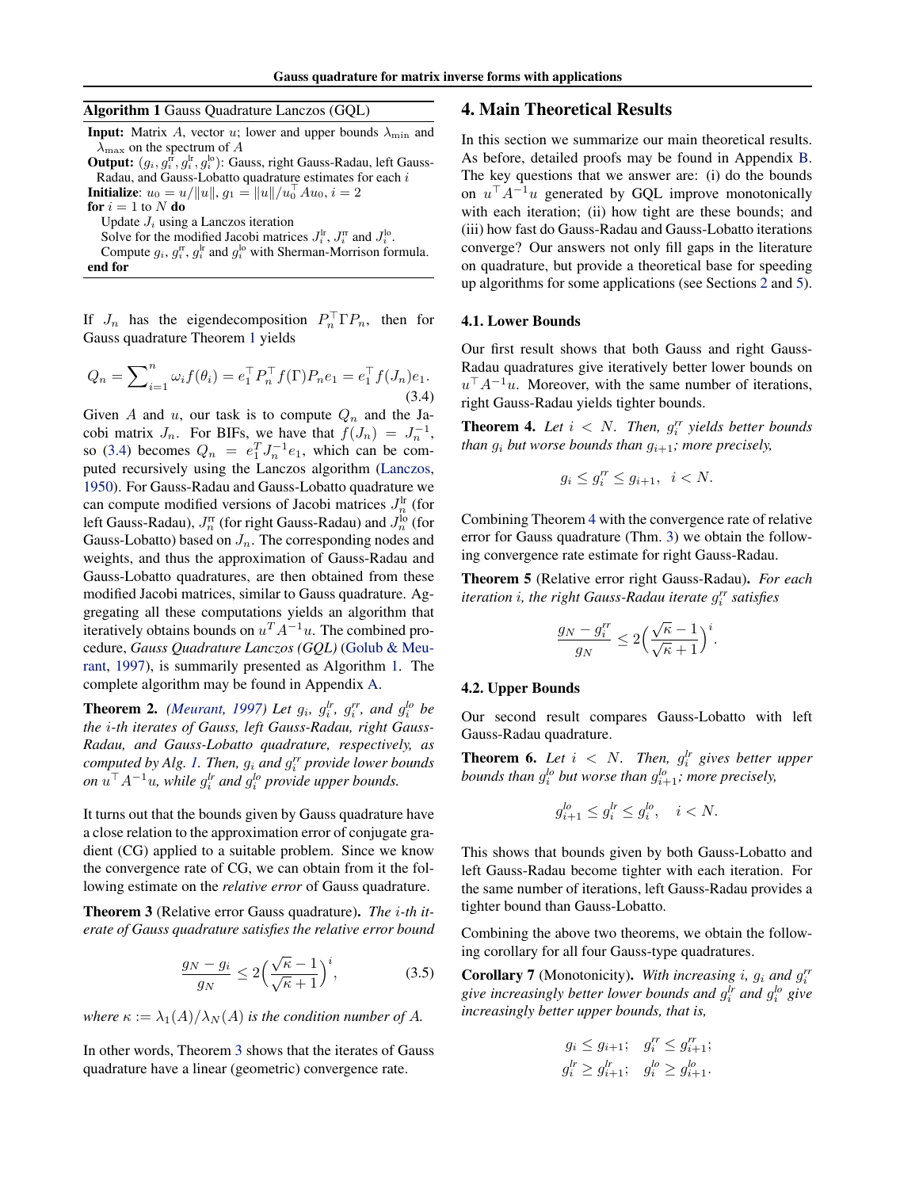**Algorithm 1** Gauss Quadrature Lanczos (GQL)

**Input:** Matrix $A$, vector $u$; lower and upper bounds $\lambda_{\min}$ and $\lambda_{\max}$ on the spectrum of $A$
**Output:** $(g_i, g_i^{\text{rr}}, g_i^{\text{lr}}, g_i^{\text{lo}})$: Gauss, right Gauss-Radau, left Gauss-Radau, and Gauss-Lobatto quadrature estimates for each $i$
**Initialize**: $u_0 = u/\|u\|$, $g_1 = \|u\|/u_0^\top A u_0$, $i = 2$
**for** $i = 1$ to $N$ **do**
  Update $J_i$ using a Lanczos iteration
  Solve for the modified Jacobi matrices $J_i^{\text{lr}}$, $J_i^{\text{rr}}$ and $J_i^{\text{lo}}$.
  Compute $g_i$, $g_i^{\text{rr}}$, $g_i^{\text{lr}}$ and $g_i^{\text{lo}}$ with Sherman-Morrison formula.
**end for**

If $J_n$ has the eigendecomposition $P_n^\top \Gamma P_n$, then for Gauss quadrature Theorem 1 yields

$$Q_n = \sum\nolimits_{i=1}^{n} \omega_i f(\theta_i) = e_1^\top P_n^\top f(\Gamma) P_n e_1 = e_1^\top f(J_n) e_1. \tag{3.4}$$

Given $A$ and $u$, our task is to compute $Q_n$ and the Jacobi matrix $J_n$. For BIFs, we have that $f(J_n) = J_n^{-1}$, so (3.4) becomes $Q_n = e_1^T J_n^{-1} e_1$, which can be computed recursively using the Lanczos algorithm (Lanczos, 1950). For Gauss-Radau and Gauss-Lobatto quadrature we can compute modified versions of Jacobi matrices $J_n^{\text{lr}}$ (for left Gauss-Radau), $J_n^{\text{rr}}$ (for right Gauss-Radau) and $J_n^{\text{lo}}$ (for Gauss-Lobatto) based on $J_n$. The corresponding nodes and weights, and thus the approximation of Gauss-Radau and Gauss-Lobatto quadratures, are then obtained from these modified Jacobi matrices, similar to Gauss quadrature. Aggregating all these computations yields an algorithm that iteratively obtains bounds on $u^T A^{-1} u$. The combined procedure, *Gauss Quadrature Lanczos (GQL)* (Golub & Meurant, 1997), is summarily presented as Algorithm 1. The complete algorithm may be found in Appendix A.

**Theorem 2.** *(Meurant, 1997) Let $g_i$, $g_i^{lr}$, $g_i^{rr}$, and $g_i^{lo}$ be the $i$-th iterates of Gauss, left Gauss-Radau, right Gauss-Radau, and Gauss-Lobatto quadrature, respectively, as computed by Alg. 1. Then, $g_i$ and $g_i^{rr}$ provide lower bounds on $u^\top A^{-1} u$, while $g_i^{lr}$ and $g_i^{lo}$ provide upper bounds.*

It turns out that the bounds given by Gauss quadrature have a close relation to the approximation error of conjugate gradient (CG) applied to a suitable problem. Since we know the convergence rate of CG, we can obtain from it the following estimate on the *relative error* of Gauss quadrature.

**Theorem 3** (Relative error Gauss quadrature)**.** *The $i$-th iterate of Gauss quadrature satisfies the relative error bound*

$$\frac{g_N - g_i}{g_N} \le 2\Big(\frac{\sqrt{\kappa} - 1}{\sqrt{\kappa} + 1}\Big)^i, \tag{3.5}$$

*where $\kappa := \lambda_1(A)/\lambda_N(A)$ is the condition number of $A$.*

In other words, Theorem 3 shows that the iterates of Gauss quadrature have a linear (geometric) convergence rate.

## 4. Main Theoretical Results

In this section we summarize our main theoretical results. As before, detailed proofs may be found in Appendix B. The key questions that we answer are: (i) do the bounds on $u^\top A^{-1} u$ generated by GQL improve monotonically with each iteration; (ii) how tight are these bounds; and (iii) how fast do Gauss-Radau and Gauss-Lobatto iterations converge? Our answers not only fill gaps in the literature on quadrature, but provide a theoretical base for speeding up algorithms for some applications (see Sections 2 and 5).

### 4.1. Lower Bounds

Our first result shows that both Gauss and right Gauss-Radau quadratures give iteratively better lower bounds on $u^\top A^{-1} u$. Moreover, with the same number of iterations, right Gauss-Radau yields tighter bounds.

**Theorem 4.** *Let $i < N$. Then, $g_i^{rr}$ yields better bounds than $g_i$ but worse bounds than $g_{i+1}$; more precisely,*

$$g_i \le g_i^{rr} \le g_{i+1}, \quad i < N.$$

Combining Theorem 4 with the convergence rate of relative error for Gauss quadrature (Thm. 3) we obtain the following convergence rate estimate for right Gauss-Radau.

**Theorem 5** (Relative error right Gauss-Radau)**.** *For each iteration $i$, the right Gauss-Radau iterate $g_i^{rr}$ satisfies*

$$\frac{g_N - g_i^{rr}}{g_N} \le 2\Big(\frac{\sqrt{\kappa} - 1}{\sqrt{\kappa} + 1}\Big)^i.$$

### 4.2. Upper Bounds

Our second result compares Gauss-Lobatto with left Gauss-Radau quadrature.

**Theorem 6.** *Let $i < N$. Then, $g_i^{lr}$ gives better upper bounds than $g_i^{lo}$ but worse than $g_{i+1}^{lo}$; more precisely,*

$$g_{i+1}^{lo} \le g_i^{lr} \le g_i^{lo}, \quad i < N.$$

This shows that bounds given by both Gauss-Lobatto and left Gauss-Radau become tighter with each iteration. For the same number of iterations, left Gauss-Radau provides a tighter bound than Gauss-Lobatto.

Combining the above two theorems, we obtain the following corollary for all four Gauss-type quadratures.

**Corollary 7** (Monotonicity)**.** *With increasing $i$, $g_i$ and $g_i^{rr}$ give increasingly better lower bounds and $g_i^{lr}$ and $g_i^{lo}$ give increasingly better upper bounds, that is,*

$$g_i \le g_{i+1}; \quad g_i^{rr} \le g_{i+1}^{rr};$$
$$g_i^{lr} \ge g_{i+1}^{lr}; \quad g_i^{lo} \ge g_{i+1}^{lo}.$$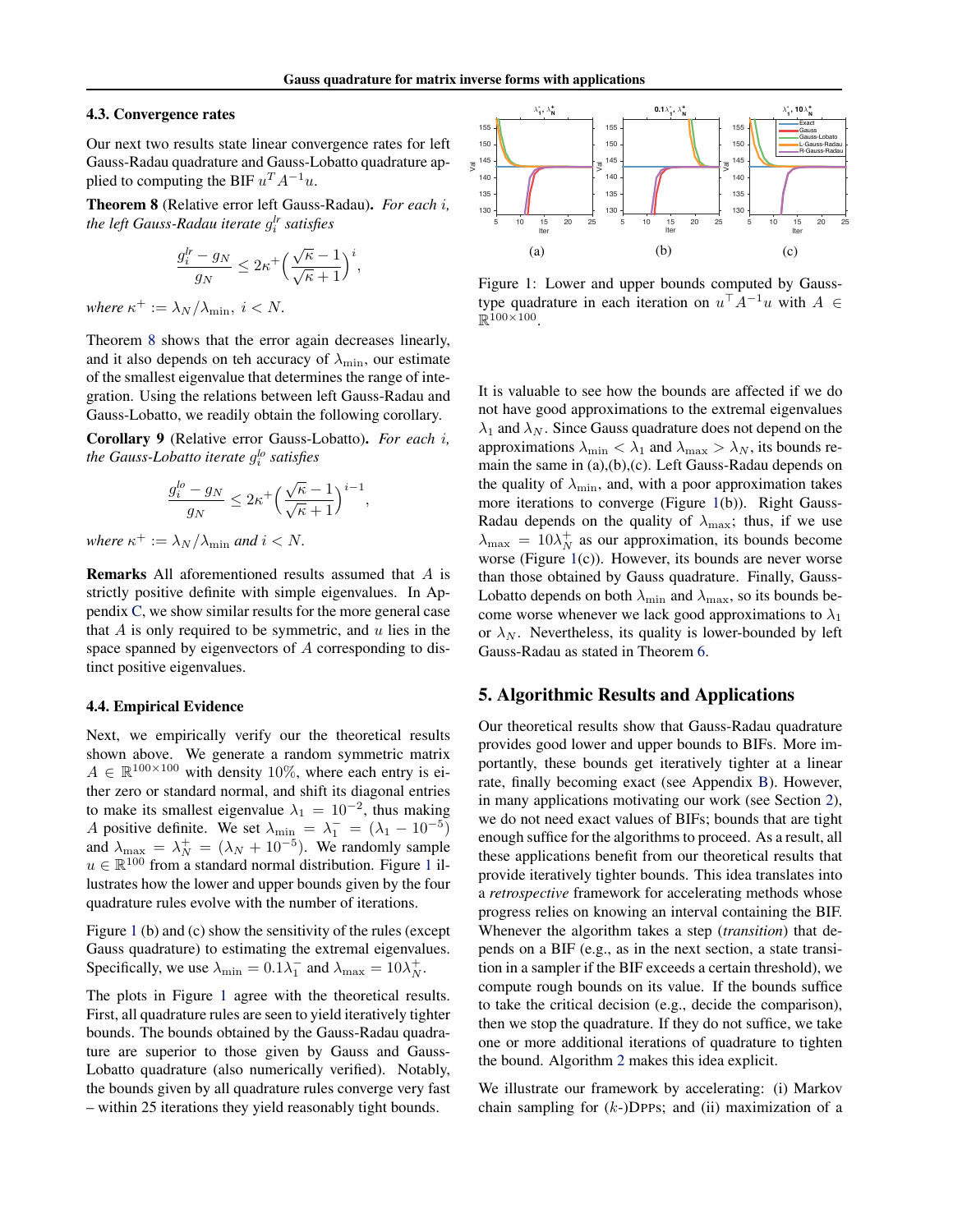### 4.3. Convergence rates

Our next two results state linear convergence rates for left Gauss-Radau quadrature and Gauss-Lobatto quadrature applied to computing the BIF $u^T A^{-1} u$.

**Theorem 8** (Relative error left Gauss-Radau). *For each $i$, the left Gauss-Radau iterate $g_i^{lr}$ satisfies*

$$\frac{g_i^{lr} - g_N}{g_N} \leq 2\kappa^+ \Big( \frac{\sqrt{\kappa} - 1}{\sqrt{\kappa} + 1} \Big)^i,$$

*where $\kappa^+ := \lambda_N / \lambda_{\min}$, $i < N$.*

Theorem 8 shows that the error again decreases linearly, and it also depends on teh accuracy of $\lambda_{\min}$, our estimate of the smallest eigenvalue that determines the range of integration. Using the relations between left Gauss-Radau and Gauss-Lobatto, we readily obtain the following corollary.

**Corollary 9** (Relative error Gauss-Lobatto). *For each $i$, the Gauss-Lobatto iterate $g_i^{lo}$ satisfies*

$$\frac{g_i^{lo} - g_N}{g_N} \leq 2\kappa^+ \Big( \frac{\sqrt{\kappa} - 1}{\sqrt{\kappa} + 1} \Big)^{i-1},$$

*where $\kappa^+ := \lambda_N / \lambda_{\min}$ and $i < N$.*

**Remarks** All aforementioned results assumed that $A$ is strictly positive definite with simple eigenvalues. In Appendix C, we show similar results for the more general case that $A$ is only required to be symmetric, and $u$ lies in the space spanned by eigenvectors of $A$ corresponding to distinct positive eigenvalues.

### 4.4. Empirical Evidence

Next, we empirically verify our the theoretical results shown above. We generate a random symmetric matrix $A \in \mathbb{R}^{100\times 100}$ with density 10%, where each entry is either zero or standard normal, and shift its diagonal entries to make its smallest eigenvalue $\lambda_1 = 10^{-2}$, thus making $A$ positive definite. We set $\lambda_{\min} = \lambda_1^- = (\lambda_1 - 10^{-5})$ and $\lambda_{\max} = \lambda_N^+ = (\lambda_N + 10^{-5})$. We randomly sample $u \in \mathbb{R}^{100}$ from a standard normal distribution. Figure 1 illustrates how the lower and upper bounds given by the four quadrature rules evolve with the number of iterations.

Figure 1 (b) and (c) show the sensitivity of the rules (except Gauss quadrature) to estimating the extremal eigenvalues. Specifically, we use $\lambda_{\min} = 0.1\lambda_1^-$ and $\lambda_{\max} = 10\lambda_N^+$.

The plots in Figure 1 agree with the theoretical results. First, all quadrature rules are seen to yield iteratively tighter bounds. The bounds obtained by the Gauss-Radau quadrature are superior to those given by Gauss and Gauss-Lobatto quadrature (also numerically verified). Notably, the bounds given by all quadrature rules converge very fast – within 25 iterations they yield reasonably tight bounds.

Figure 1: Lower and upper bounds computed by Gauss-type quadrature in each iteration on $u^\top A^{-1} u$ with $A \in \mathbb{R}^{100\times 100}$.

It is valuable to see how the bounds are affected if we do not have good approximations to the extremal eigenvalues $\lambda_1$ and $\lambda_N$. Since Gauss quadrature does not depend on the approximations $\lambda_{\min} < \lambda_1$ and $\lambda_{\max} > \lambda_N$, its bounds remain the same in (a),(b),(c). Left Gauss-Radau depends on the quality of $\lambda_{\min}$, and, with a poor approximation takes more iterations to converge (Figure 1(b)). Right Gauss-Radau depends on the quality of $\lambda_{\max}$; thus, if we use $\lambda_{\max} = 10\lambda_N^+$ as our approximation, its bounds become worse (Figure 1(c)). However, its bounds are never worse than those obtained by Gauss quadrature. Finally, Gauss-Lobatto depends on both $\lambda_{\min}$ and $\lambda_{\max}$, so its bounds become worse whenever we lack good approximations to $\lambda_1$ or $\lambda_N$. Nevertheless, its quality is lower-bounded by left Gauss-Radau as stated in Theorem 6.

## 5. Algorithmic Results and Applications

Our theoretical results show that Gauss-Radau quadrature provides good lower and upper bounds to BIFs. More importantly, these bounds get iteratively tighter at a linear rate, finally becoming exact (see Appendix B). However, in many applications motivating our work (see Section 2), we do not need exact values of BIFs; bounds that are tight enough suffice for the algorithms to proceed. As a result, all these applications benefit from our theoretical results that provide iteratively tighter bounds. This idea translates into a *retrospective* framework for accelerating methods whose progress relies on knowing an interval containing the BIF. Whenever the algorithm takes a step (*transition*) that depends on a BIF (e.g., as in the next section, a state transition in a sampler if the BIF exceeds a certain threshold), we compute rough bounds on its value. If the bounds suffice to take the critical decision (e.g., decide the comparison), then we stop the quadrature. If they do not suffice, we take one or more additional iterations of quadrature to tighten the bound. Algorithm 2 makes this idea explicit.

We illustrate our framework by accelerating: (i) Markov chain sampling for ($k$-)DPPs; and (ii) maximization of a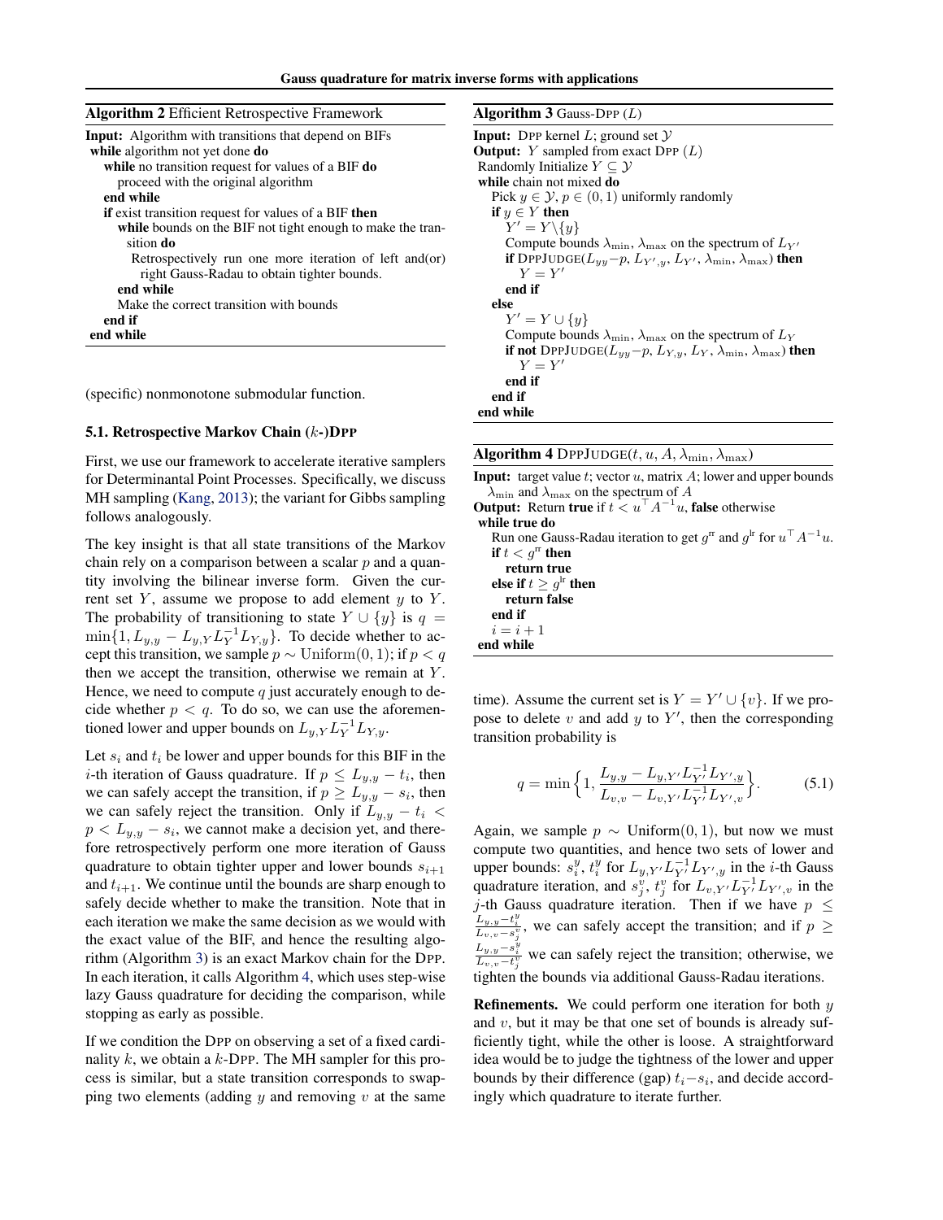**Algorithm 2** Efficient Retrospective Framework

```
Input: Algorithm with transitions that depend on BIFs
while algorithm not yet done do
    while no transition request for values of a BIF do
        proceed with the original algorithm
    end while
    if exist transition request for values of a BIF then
        while bounds on the BIF not tight enough to make the transition do
            Retrospectively run one more iteration of left and(or) right Gauss-Radau to obtain tighter bounds.
        end while
        Make the correct transition with bounds
    end if
end while
```

(specific) nonmonotone submodular function.

### 5.1. Retrospective Markov Chain ($k$-)DPP

First, we use our framework to accelerate iterative samplers for Determinantal Point Processes. Specifically, we discuss MH sampling (Kang, 2013); the variant for Gibbs sampling follows analogously.

The key insight is that all state transitions of the Markov chain rely on a comparison between a scalar $p$ and a quantity involving the bilinear inverse form. Given the current set $Y$, assume we propose to add element $y$ to $Y$. The probability of transitioning to state $Y \cup \{y\}$ is $q = \min\{1, L_{y,y} - L_{y,Y} L_Y^{-1} L_{Y,y}\}$. To decide whether to accept this transition, we sample $p \sim \mathrm{Uniform}(0,1)$; if $p < q$ then we accept the transition, otherwise we remain at $Y$. Hence, we need to compute $q$ just accurately enough to decide whether $p < q$. To do so, we can use the aforementioned lower and upper bounds on $L_{y,Y} L_Y^{-1} L_{Y,y}$.

Let $s_i$ and $t_i$ be lower and upper bounds for this BIF in the $i$-th iteration of Gauss quadrature. If $p \le L_{y,y} - t_i$, then we can safely accept the transition, if $p \ge L_{y,y} - s_i$, then we can safely reject the transition. Only if $L_{y,y} - t_i < p < L_{y,y} - s_i$, we cannot make a decision yet, and therefore retrospectively perform one more iteration of Gauss quadrature to obtain tighter upper and lower bounds $s_{i+1}$ and $t_{i+1}$. We continue until the bounds are sharp enough to safely decide whether to make the transition. Note that in each iteration we make the same decision as we would with the exact value of the BIF, and hence the resulting algorithm (Algorithm 3) is an exact Markov chain for the DPP. In each iteration, it calls Algorithm 4, which uses step-wise lazy Gauss quadrature for deciding the comparison, while stopping as early as possible.

If we condition the DPP on observing a set of a fixed cardinality $k$, we obtain a $k$-DPP. The MH sampler for this process is similar, but a state transition corresponds to swapping two elements (adding $y$ and removing $v$ at the same time). Assume the current set is $Y = Y' \cup \{v\}$. If we propose to delete $v$ and add $y$ to $Y'$, then the corresponding transition probability is

$$q = \min\Big\{1, \frac{L_{y,y} - L_{y,Y'} L_{Y'}^{-1} L_{Y',y}}{L_{v,v} - L_{v,Y'} L_{Y'}^{-1} L_{Y',v}}\Big\}. \tag{5.1}$$

Again, we sample $p \sim \mathrm{Uniform}(0,1)$, but now we must compute two quantities, and hence two sets of lower and upper bounds: $s_i^y$, $t_i^y$ for $L_{y,Y'} L_{Y'}^{-1} L_{Y',y}$ in the $i$-th Gauss quadrature iteration, and $s_j^v$, $t_j^v$ for $L_{v,Y'} L_{Y'}^{-1} L_{Y',v}$ in the $j$-th Gauss quadrature iteration. Then if we have $p \le \frac{L_{y,y} - t_i^y}{L_{v,v} - s_j^v}$, we can safely accept the transition; and if $p \ge \frac{L_{y,y} - s_i^y}{L_{v,v} - t_j^v}$ we can safely reject the transition; otherwise, we tighten the bounds via additional Gauss-Radau iterations.

**Refinements.** We could perform one iteration for both $y$ and $v$, but it may be that one set of bounds is already sufficiently tight, while the other is loose. A straightforward idea would be to judge the tightness of the lower and upper bounds by their difference (gap) $t_i - s_i$, and decide accordingly which quadrature to iterate further.

**Algorithm 3** Gauss-DPP ($L$)

```
Input: DPP kernel L; ground set 𝒴
Output: Y sampled from exact DPP (L)
Randomly Initialize Y ⊆ 𝒴
while chain not mixed do
    Pick y ∈ 𝒴, p ∈ (0,1) uniformly randomly
    if y ∈ Y then
        Y' = Y \ {y}
        Compute bounds λ_min, λ_max on the spectrum of L_{Y'}
        if DPPJUDGE(L_yy − p, L_{Y',y}, L_{Y'}, λ_min, λ_max) then
            Y = Y'
        end if
    else
        Y' = Y ∪ {y}
        Compute bounds λ_min, λ_max on the spectrum of L_Y
        if not DPPJUDGE(L_yy − p, L_{Y,y}, L_Y, λ_min, λ_max) then
            Y = Y'
        end if
    end if
end while
```

**Algorithm 4** DPPJUDGE($t, u, A, \lambda_{\min}, \lambda_{\max}$)

```
Input: target value t; vector u, matrix A; lower and upper bounds λ_min and λ_max on the spectrum of A
Output: Return true if t < uᵀA⁻¹u, false otherwise
while true do
    Run one Gauss-Radau iteration to get g^rr and g^lr for uᵀA⁻¹u.
    if t < g^rr then
        return true
    else if t ≥ g^lr then
        return false
    end if
    i = i + 1
end while
```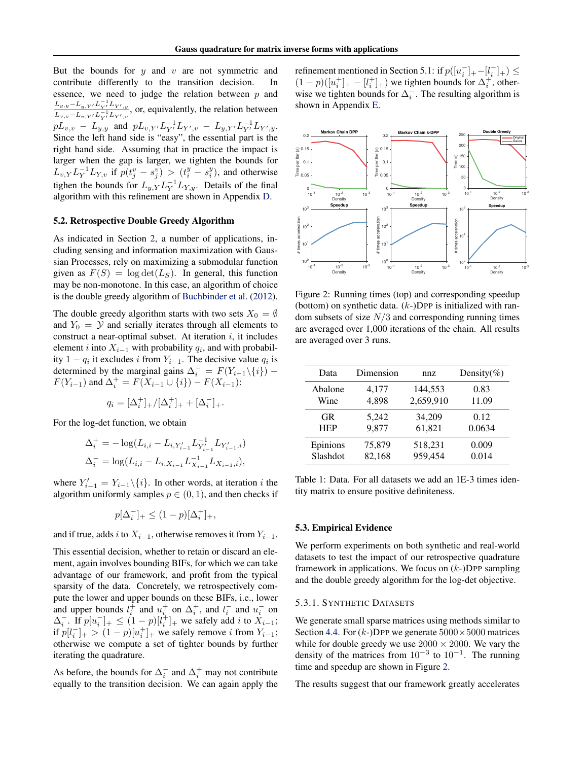But the bounds for $y$ and $v$ are not symmetric and contribute differently to the transition decision. In essence, we need to judge the relation between $p$ and $\frac{L_{y,y} - L_{y,Y'} L_{Y'}^{-1} L_{Y',y}}{L_{v,v} - L_{v,Y'} L_{Y'}^{-1} L_{Y',v}}$, or, equivalently, the relation between $pL_{v,v} - L_{y,y}$ and $pL_{v,Y'} L_{Y'}^{-1} L_{Y',v} - L_{y,Y'} L_{Y'}^{-1} L_{Y',y}$. Since the left hand side is "easy", the essential part is the right hand side. Assuming that in practice the impact is larger when the gap is larger, we tighten the bounds for $L_{v,Y} L_Y^{-1} L_{Y,v}$ if $p(t_j^v - s_j^v) > (t_i^y - s_i^y)$, and otherwise tighen the bounds for $L_{y,Y} L_Y^{-1} L_{Y,y}$. Details of the final algorithm with this refinement are shown in Appendix D.

### 5.2. Retrospective Double Greedy Algorithm

As indicated in Section 2, a number of applications, including sensing and information maximization with Gaussian Processes, rely on maximizing a submodular function given as $F(S) = \log\det(L_S)$. In general, this function may be non-monotone. In this case, an algorithm of choice is the double greedy algorithm of Buchbinder et al. (2012).

The double greedy algorithm starts with two sets $X_0 = \emptyset$ and $Y_0 = \mathcal{Y}$ and serially iterates through all elements to construct a near-optimal subset. At iteration $i$, it includes element $i$ into $X_{i-1}$ with probability $q_i$, and with probability $1 - q_i$ it excludes $i$ from $Y_{i-1}$. The decisive value $q_i$ is determined by the marginal gains $\Delta_i^- = F(Y_{i-1} \backslash \{i\}) - F(Y_{i-1})$ and $\Delta_i^+ = F(X_{i-1} \cup \{i\}) - F(X_{i-1})$:

$$q_i = [\Delta_i^+]_+ / [\Delta_i^+]_+ + [\Delta_i^-]_+.$$

For the log-det function, we obtain

$$\begin{aligned}
\Delta_i^+ &= -\log(L_{i,i} - L_{i,Y'_{i-1}} L_{Y'_{i-1}}^{-1} L_{Y'_{i-1},i}) \\
\Delta_i^- &= \log(L_{i,i} - L_{i,X_{i-1}} L_{X_{i-1}}^{-1} L_{X_{i-1},i}),
\end{aligned}$$

where $Y'_{i-1} = Y_{i-1} \backslash \{i\}$. In other words, at iteration $i$ the algorithm uniformly samples $p \in (0, 1)$, and then checks if

$$p[\Delta_i^-]_+ \le (1-p)[\Delta_i^+]_+,$$

and if true, adds $i$ to $X_{i-1}$, otherwise removes it from $Y_{i-1}$.

This essential decision, whether to retain or discard an element, again involves bounding BIFs, for which we can take advantage of our framework, and profit from the typical sparsity of the data. Concretely, we retrospectively compute the lower and upper bounds on these BIFs, i.e., lower and upper bounds $l_i^+$ and $u_i^+$ on $\Delta_i^+$, and $l_i^-$ and $u_i^-$ on $\Delta_i^-$. If $p[u_i^-]_+ \le (1-p)[l_i^+]_+$ we safely add $i$ to $X_{i-1}$; if $p[l_i^-]_+ > (1-p)[u_i^+]_+$ we safely remove $i$ from $Y_{i-1}$; otherwise we compute a set of tighter bounds by further iterating the quadrature.

As before, the bounds for $\Delta_i^-$ and $\Delta_i^+$ may not contribute equally to the transition decision. We can again apply the refinement mentioned in Section 5.1: if $p([u_i^-]_+ - [l_i^-]_+) \le (1-p)([u_i^+]_+ - [l_i^+]_+)$ we tighten bounds for $\Delta_i^+$, otherwise we tighten bounds for $\Delta_i^-$. The resulting algorithm is shown in Appendix E.

Figure 2: Running times (top) and corresponding speedup (bottom) on synthetic data. ($k$-)DPP is initialized with random subsets of size $N/3$ and corresponding running times are averaged over 1,000 iterations of the chain. All results are averaged over 3 runs.

| Data | Dimension | nnz | Density(%) |
|---|---|---|---|
| Abalone | 4,177 | 144,553 | 0.83 |
| Wine | 4,898 | 2,659,910 | 11.09 |
| GR | 5,242 | 34,209 | 0.12 |
| HEP | 9,877 | 61,821 | 0.0634 |
| Epinions | 75,879 | 518,231 | 0.009 |
| Slashdot | 82,168 | 959,454 | 0.014 |

Table 1: Data. For all datasets we add an 1E-3 times identity matrix to ensure positive definiteness.

### 5.3. Empirical Evidence

We perform experiments on both synthetic and real-world datasets to test the impact of our retrospective quadrature framework in applications. We focus on ($k$-)DPP sampling and the double greedy algorithm for the log-det objective.

#### 5.3.1. Synthetic Datasets

We generate small sparse matrices using methods similar to Section 4.4. For ($k$-)DPP we generate $5000 \times 5000$ matrices while for double greedy we use $2000 \times 2000$. We vary the density of the matrices from $10^{-3}$ to $10^{-1}$. The running time and speedup are shown in Figure 2.

The results suggest that our framework greatly accelerates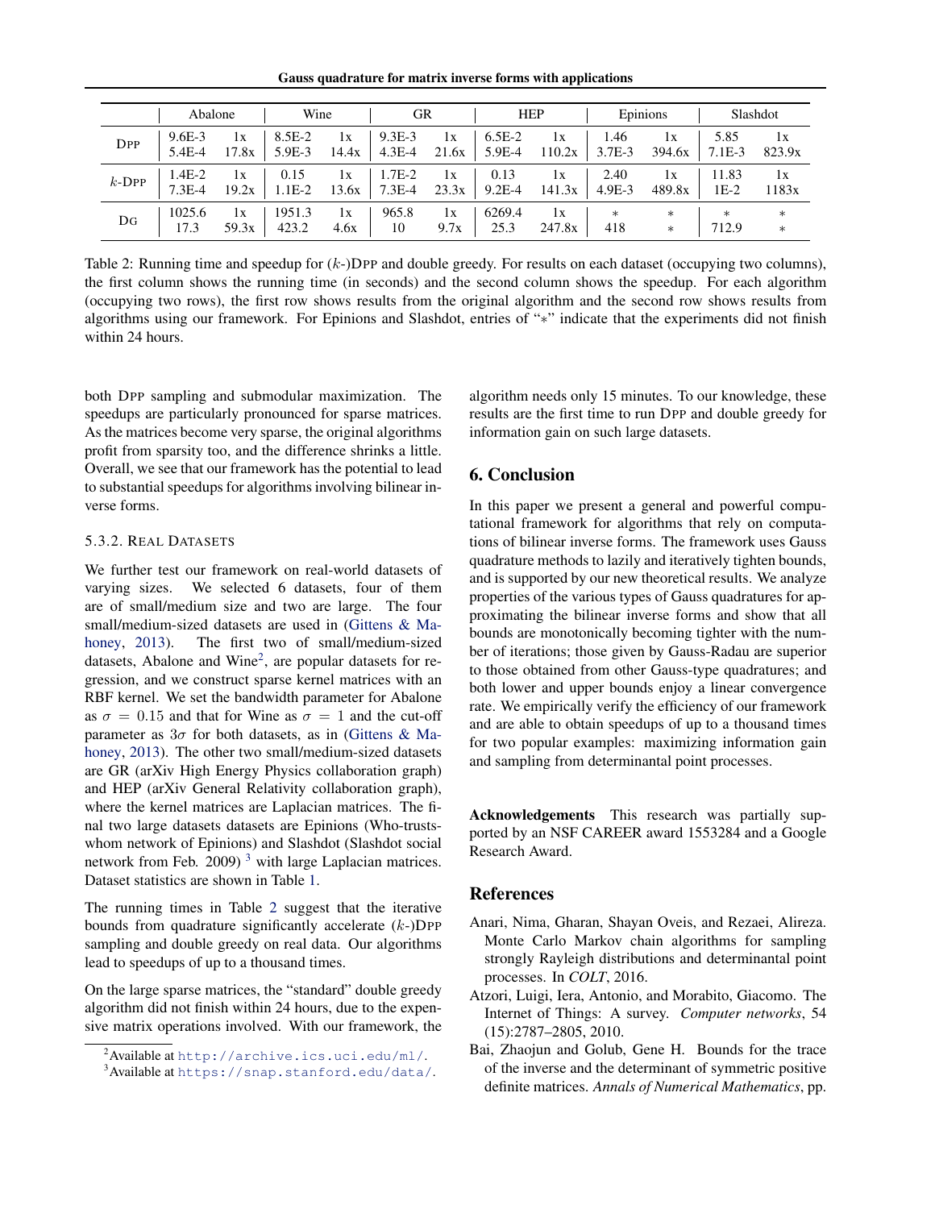| | Abalone | | Wine | | GR | | HEP | | Epinions | | Slashdot | |
|---|---|---|---|---|---|---|---|---|---|---|---|---|
| DPP | 9.6E-3 | 1x | 8.5E-2 | 1x | 9.3E-3 | 1x | 6.5E-2 | 1x | 1.46 | 1x | 5.85 | 1x |
| | 5.4E-4 | 17.8x | 5.9E-3 | 14.4x | 4.3E-4 | 21.6x | 5.9E-4 | 110.2x | 3.7E-3 | 394.6x | 7.1E-3 | 823.9x |
| $k$-DPP | 1.4E-2 | 1x | 0.15 | 1x | 1.7E-2 | 1x | 0.13 | 1x | 2.40 | 1x | 11.83 | 1x |
| | 7.3E-4 | 19.2x | 1.1E-2 | 13.6x | 7.3E-4 | 23.3x | 9.2E-4 | 141.3x | 4.9E-3 | 489.8x | 1E-2 | 1183x |
| DG | 1025.6 | 1x | 1951.3 | 1x | 965.8 | 1x | 6269.4 | 1x | * | * | * | * |
| | 17.3 | 59.3x | 423.2 | 4.6x | 10 | 9.7x | 25.3 | 247.8x | 418 | * | 712.9 | * |

Table 2: Running time and speedup for ($k$-)DPP and double greedy. For results on each dataset (occupying two columns), the first column shows the running time (in seconds) and the second column shows the speedup. For each algorithm (occupying two rows), the first row shows results from the original algorithm and the second row shows results from algorithms using our framework. For Epinions and Slashdot, entries of "*" indicate that the experiments did not finish within 24 hours.

both DPP sampling and submodular maximization. The speedups are particularly pronounced for sparse matrices. As the matrices become very sparse, the original algorithms profit from sparsity too, and the difference shrinks a little. Overall, we see that our framework has the potential to lead to substantial speedups for algorithms involving bilinear inverse forms.

#### 5.3.2. Real Datasets

We further test our framework on real-world datasets of varying sizes. We selected 6 datasets, four of them are of small/medium size and two are large. The four small/medium-sized datasets are used in (Gittens & Mahoney, 2013). The first two of small/medium-sized datasets, Abalone and Wine[2], are popular datasets for regression, and we construct sparse kernel matrices with an RBF kernel. We set the bandwidth parameter for Abalone as $\sigma = 0.15$ and that for Wine as $\sigma = 1$ and the cut-off parameter as $3\sigma$ for both datasets, as in (Gittens & Mahoney, 2013). The other two small/medium-sized datasets are GR (arXiv High Energy Physics collaboration graph) and HEP (arXiv General Relativity collaboration graph), where the kernel matrices are Laplacian matrices. The final two large datasets datasets are Epinions (Who-trusts-whom network of Epinions) and Slashdot (Slashdot social network from Feb. 2009) [3] with large Laplacian matrices. Dataset statistics are shown in Table 1.

The running times in Table 2 suggest that the iterative bounds from quadrature significantly accelerate ($k$-)DPP sampling and double greedy on real data. Our algorithms lead to speedups of up to a thousand times.

On the large sparse matrices, the "standard" double greedy algorithm did not finish within 24 hours, due to the expensive matrix operations involved. With our framework, the algorithm needs only 15 minutes. To our knowledge, these results are the first time to run DPP and double greedy for information gain on such large datasets.

## 6. Conclusion

In this paper we present a general and powerful computational framework for algorithms that rely on computations of bilinear inverse forms. The framework uses Gauss quadrature methods to lazily and iteratively tighten bounds, and is supported by our new theoretical results. We analyze properties of the various types of Gauss quadratures for approximating the bilinear inverse forms and show that all bounds are monotonically becoming tighter with the number of iterations; those given by Gauss-Radau are superior to those obtained from other Gauss-type quadratures; and both lower and upper bounds enjoy a linear convergence rate. We empirically verify the efficiency of our framework and are able to obtain speedups of up to a thousand times for two popular examples: maximizing information gain and sampling from determinantal point processes.

**Acknowledgements** This research was partially supported by an NSF CAREER award 1553284 and a Google Research Award.

## References

Anari, Nima, Gharan, Shayan Oveis, and Rezaei, Alireza. Monte Carlo Markov chain algorithms for sampling strongly Rayleigh distributions and determinantal point processes. In *COLT*, 2016.

Atzori, Luigi, Iera, Antonio, and Morabito, Giacomo. The Internet of Things: A survey. *Computer networks*, 54 (15):2787–2805, 2010.

Bai, Zhaojun and Golub, Gene H. Bounds for the trace of the inverse and the determinant of symmetric positive definite matrices. *Annals of Numerical Mathematics*, pp.

[2] Available at http://archive.ics.uci.edu/ml/.

[3] Available at https://snap.stanford.edu/data/.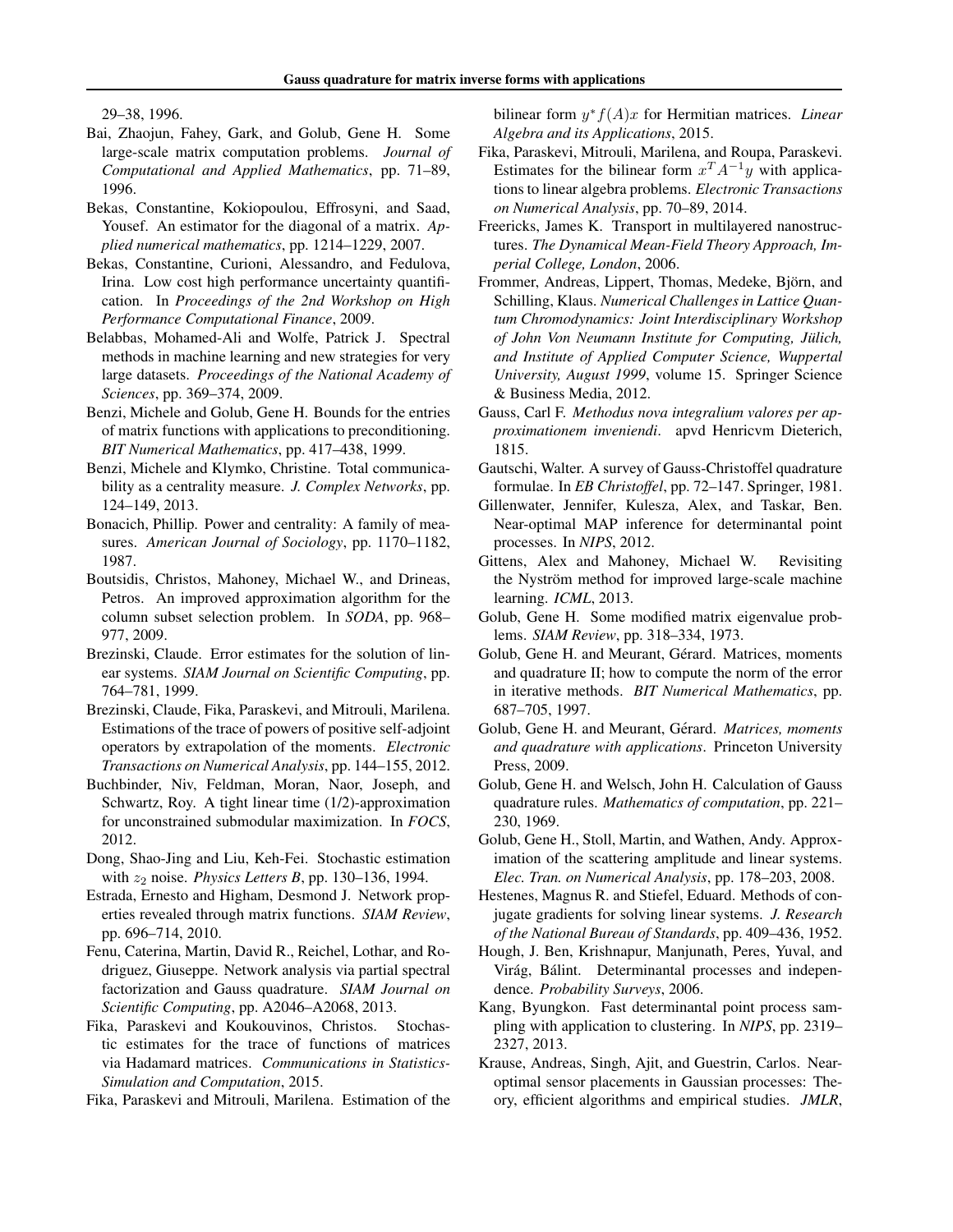29–38, 1996.

Bai, Zhaojun, Fahey, Gark, and Golub, Gene H. Some large-scale matrix computation problems. *Journal of Computational and Applied Mathematics*, pp. 71–89, 1996.

Bekas, Constantine, Kokiopoulou, Effrosyni, and Saad, Yousef. An estimator for the diagonal of a matrix. *Applied numerical mathematics*, pp. 1214–1229, 2007.

Bekas, Constantine, Curioni, Alessandro, and Fedulova, Irina. Low cost high performance uncertainty quantification. In *Proceedings of the 2nd Workshop on High Performance Computational Finance*, 2009.

Belabbas, Mohamed-Ali and Wolfe, Patrick J. Spectral methods in machine learning and new strategies for very large datasets. *Proceedings of the National Academy of Sciences*, pp. 369–374, 2009.

Benzi, Michele and Golub, Gene H. Bounds for the entries of matrix functions with applications to preconditioning. *BIT Numerical Mathematics*, pp. 417–438, 1999.

Benzi, Michele and Klymko, Christine. Total communicability as a centrality measure. *J. Complex Networks*, pp. 124–149, 2013.

Bonacich, Phillip. Power and centrality: A family of measures. *American Journal of Sociology*, pp. 1170–1182, 1987.

Boutsidis, Christos, Mahoney, Michael W., and Drineas, Petros. An improved approximation algorithm for the column subset selection problem. In *SODA*, pp. 968–977, 2009.

Brezinski, Claude. Error estimates for the solution of linear systems. *SIAM Journal on Scientific Computing*, pp. 764–781, 1999.

Brezinski, Claude, Fika, Paraskevi, and Mitrouli, Marilena. Estimations of the trace of powers of positive self-adjoint operators by extrapolation of the moments. *Electronic Transactions on Numerical Analysis*, pp. 144–155, 2012.

Buchbinder, Niv, Feldman, Moran, Naor, Joseph, and Schwartz, Roy. A tight linear time (1/2)-approximation for unconstrained submodular maximization. In *FOCS*, 2012.

Dong, Shao-Jing and Liu, Keh-Fei. Stochastic estimation with $z_2$ noise. *Physics Letters B*, pp. 130–136, 1994.

Estrada, Ernesto and Higham, Desmond J. Network properties revealed through matrix functions. *SIAM Review*, pp. 696–714, 2010.

Fenu, Caterina, Martin, David R., Reichel, Lothar, and Rodriguez, Giuseppe. Network analysis via partial spectral factorization and Gauss quadrature. *SIAM Journal on Scientific Computing*, pp. A2046–A2068, 2013.

Fika, Paraskevi and Koukouvinos, Christos. Stochastic estimates for the trace of functions of matrices via Hadamard matrices. *Communications in Statistics-Simulation and Computation*, 2015.

Fika, Paraskevi and Mitrouli, Marilena. Estimation of the bilinear form $y^* f(A)x$ for Hermitian matrices. *Linear Algebra and its Applications*, 2015.

Fika, Paraskevi, Mitrouli, Marilena, and Roupa, Paraskevi. Estimates for the bilinear form $x^T A^{-1} y$ with applications to linear algebra problems. *Electronic Transactions on Numerical Analysis*, pp. 70–89, 2014.

Freericks, James K. Transport in multilayered nanostructures. *The Dynamical Mean-Field Theory Approach, Imperial College, London*, 2006.

Frommer, Andreas, Lippert, Thomas, Medeke, Björn, and Schilling, Klaus. *Numerical Challenges in Lattice Quantum Chromodynamics: Joint Interdisciplinary Workshop of John Von Neumann Institute for Computing, Jülich, and Institute of Applied Computer Science, Wuppertal University, August 1999*, volume 15. Springer Science & Business Media, 2012.

Gauss, Carl F. *Methodus nova integralium valores per approximationem inveniendi*. apvd Henricvm Dieterich, 1815.

Gautschi, Walter. A survey of Gauss-Christoffel quadrature formulae. In *EB Christoffel*, pp. 72–147. Springer, 1981.

Gillenwater, Jennifer, Kulesza, Alex, and Taskar, Ben. Near-optimal MAP inference for determinantal point processes. In *NIPS*, 2012.

Gittens, Alex and Mahoney, Michael W. Revisiting the Nyström method for improved large-scale machine learning. *ICML*, 2013.

Golub, Gene H. Some modified matrix eigenvalue problems. *SIAM Review*, pp. 318–334, 1973.

Golub, Gene H. and Meurant, Gérard. Matrices, moments and quadrature II; how to compute the norm of the error in iterative methods. *BIT Numerical Mathematics*, pp. 687–705, 1997.

Golub, Gene H. and Meurant, Gérard. *Matrices, moments and quadrature with applications*. Princeton University Press, 2009.

Golub, Gene H. and Welsch, John H. Calculation of Gauss quadrature rules. *Mathematics of computation*, pp. 221–230, 1969.

Golub, Gene H., Stoll, Martin, and Wathen, Andy. Approximation of the scattering amplitude and linear systems. *Elec. Tran. on Numerical Analysis*, pp. 178–203, 2008.

Hestenes, Magnus R. and Stiefel, Eduard. Methods of conjugate gradients for solving linear systems. *J. Research of the National Bureau of Standards*, pp. 409–436, 1952.

Hough, J. Ben, Krishnapur, Manjunath, Peres, Yuval, and Virág, Bálint. Determinantal processes and independence. *Probability Surveys*, 2006.

Kang, Byungkon. Fast determinantal point process sampling with application to clustering. In *NIPS*, pp. 2319–2327, 2013.

Krause, Andreas, Singh, Ajit, and Guestrin, Carlos. Near-optimal sensor placements in Gaussian processes: Theory, efficient algorithms and empirical studies. *JMLR*,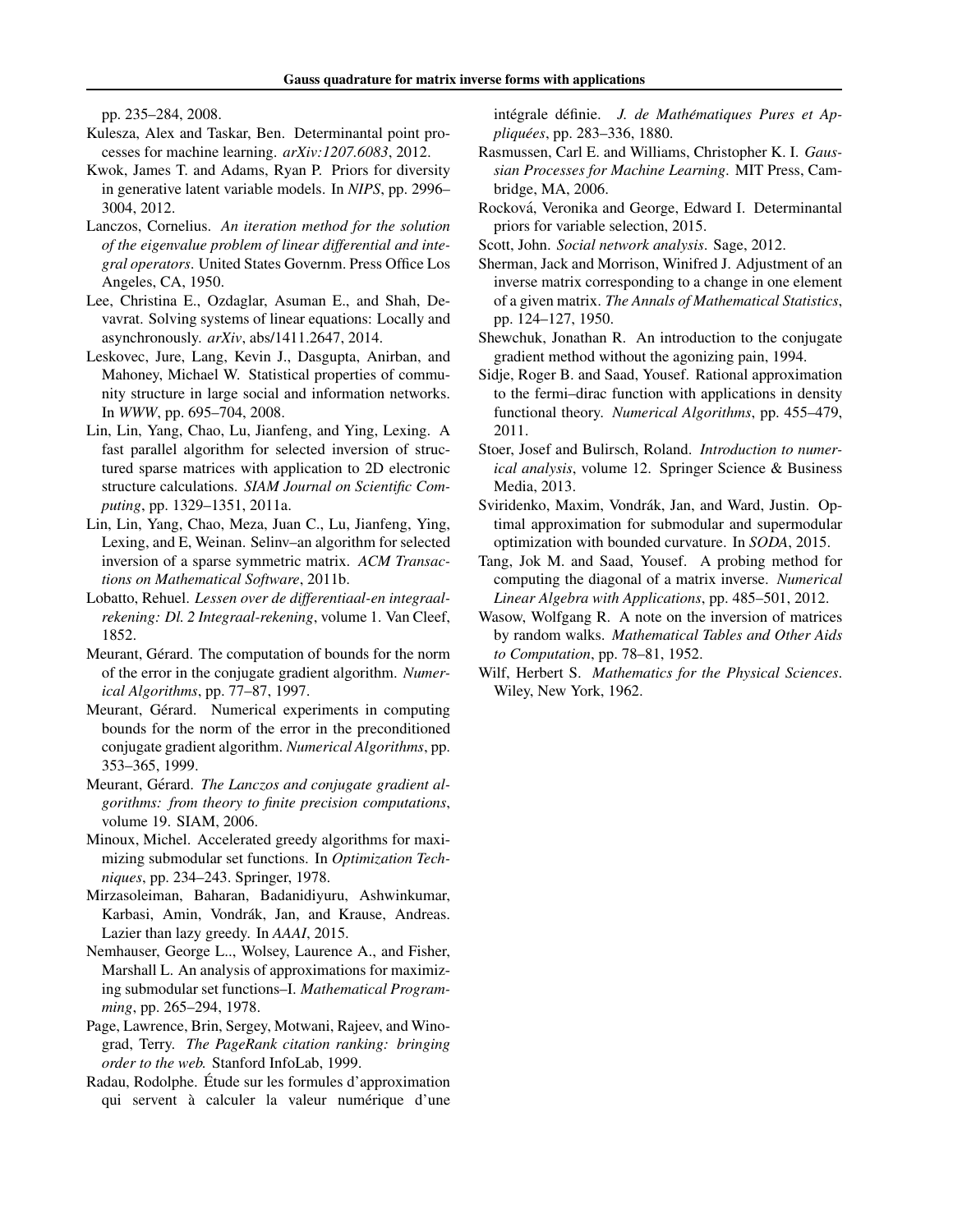pp. 235–284, 2008.

Kulesza, Alex and Taskar, Ben. Determinantal point processes for machine learning. *arXiv:1207.6083*, 2012.

Kwok, James T. and Adams, Ryan P. Priors for diversity in generative latent variable models. In *NIPS*, pp. 2996–3004, 2012.

Lanczos, Cornelius. *An iteration method for the solution of the eigenvalue problem of linear differential and integral operators*. United States Governm. Press Office Los Angeles, CA, 1950.

Lee, Christina E., Ozdaglar, Asuman E., and Shah, Devavrat. Solving systems of linear equations: Locally and asynchronously. *arXiv*, abs/1411.2647, 2014.

Leskovec, Jure, Lang, Kevin J., Dasgupta, Anirban, and Mahoney, Michael W. Statistical properties of community structure in large social and information networks. In *WWW*, pp. 695–704, 2008.

Lin, Lin, Yang, Chao, Lu, Jianfeng, and Ying, Lexing. A fast parallel algorithm for selected inversion of structured sparse matrices with application to 2D electronic structure calculations. *SIAM Journal on Scientific Computing*, pp. 1329–1351, 2011a.

Lin, Lin, Yang, Chao, Meza, Juan C., Lu, Jianfeng, Ying, Lexing, and E, Weinan. Selinv–an algorithm for selected inversion of a sparse symmetric matrix. *ACM Transactions on Mathematical Software*, 2011b.

Lobatto, Rehuel. *Lessen over de differentiaal-en integraalrekening: Dl. 2 Integraal-rekening*, volume 1. Van Cleef, 1852.

Meurant, Gérard. The computation of bounds for the norm of the error in the conjugate gradient algorithm. *Numerical Algorithms*, pp. 77–87, 1997.

Meurant, Gérard. Numerical experiments in computing bounds for the norm of the error in the preconditioned conjugate gradient algorithm. *Numerical Algorithms*, pp. 353–365, 1999.

Meurant, Gérard. *The Lanczos and conjugate gradient algorithms: from theory to finite precision computations*, volume 19. SIAM, 2006.

Minoux, Michel. Accelerated greedy algorithms for maximizing submodular set functions. In *Optimization Techniques*, pp. 234–243. Springer, 1978.

Mirzasoleiman, Baharan, Badanidiyuru, Ashwinkumar, Karbasi, Amin, Vondrák, Jan, and Krause, Andreas. Lazier than lazy greedy. In *AAAI*, 2015.

Nemhauser, George L.., Wolsey, Laurence A., and Fisher, Marshall L. An analysis of approximations for maximizing submodular set functions–I. *Mathematical Programming*, pp. 265–294, 1978.

Page, Lawrence, Brin, Sergey, Motwani, Rajeev, and Winograd, Terry. *The PageRank citation ranking: bringing order to the web.* Stanford InfoLab, 1999.

Radau, Rodolphe. Étude sur les formules d'approximation qui servent à calculer la valeur numérique d'une intégrale définie. *J. de Mathématiques Pures et Appliquées*, pp. 283–336, 1880.

Rasmussen, Carl E. and Williams, Christopher K. I. *Gaussian Processes for Machine Learning*. MIT Press, Cambridge, MA, 2006.

Rocková, Veronika and George, Edward I. Determinantal priors for variable selection, 2015.

Scott, John. *Social network analysis*. Sage, 2012.

Sherman, Jack and Morrison, Winifred J. Adjustment of an inverse matrix corresponding to a change in one element of a given matrix. *The Annals of Mathematical Statistics*, pp. 124–127, 1950.

Shewchuk, Jonathan R. An introduction to the conjugate gradient method without the agonizing pain, 1994.

Sidje, Roger B. and Saad, Yousef. Rational approximation to the fermi–dirac function with applications in density functional theory. *Numerical Algorithms*, pp. 455–479, 2011.

Stoer, Josef and Bulirsch, Roland. *Introduction to numerical analysis*, volume 12. Springer Science & Business Media, 2013.

Sviridenko, Maxim, Vondrák, Jan, and Ward, Justin. Optimal approximation for submodular and supermodular optimization with bounded curvature. In *SODA*, 2015.

Tang, Jok M. and Saad, Yousef. A probing method for computing the diagonal of a matrix inverse. *Numerical Linear Algebra with Applications*, pp. 485–501, 2012.

Wasow, Wolfgang R. A note on the inversion of matrices by random walks. *Mathematical Tables and Other Aids to Computation*, pp. 78–81, 1952.

Wilf, Herbert S. *Mathematics for the Physical Sciences*. Wiley, New York, 1962.